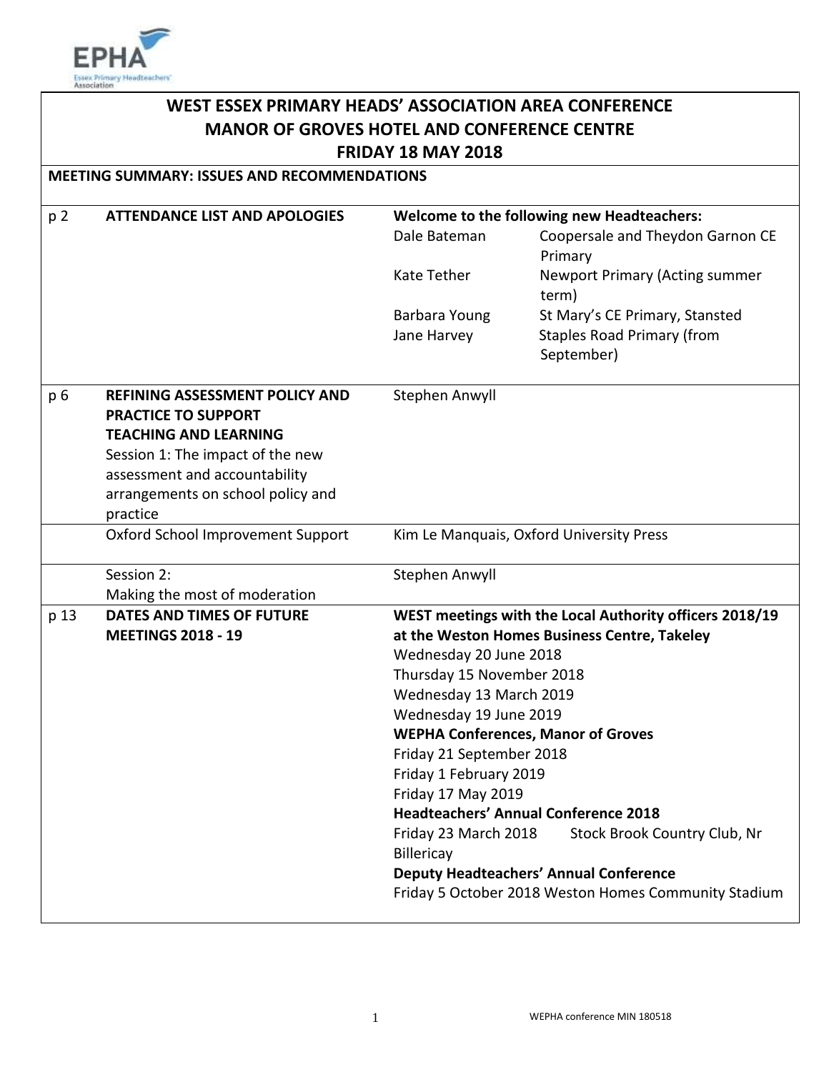# WEST ESSEX PRIMARY HEADS' ASSOCIATION AREA CONFERENCE
## MANOR OF GROVES HOTEL AND CONFERENCE CENTRE
## FRIDAY 18 MAY 2018

**MEETING SUMMARY: ISSUES AND RECOMMENDATIONS**

| | | | |
|---|---|---|---|
| p 2 | **ATTENDANCE LIST AND APOLOGIES** | **Welcome to the following new Headteachers:** | |
| | | Dale Bateman | Coopersale and Theydon Garnon CE Primary |
| | | Kate Tether | Newport Primary (Acting summer term) |
| | | Barbara Young | St Mary's CE Primary, Stansted |
| | | Jane Harvey | Staples Road Primary (from September) |
| p 6 | **REFINING ASSESSMENT POLICY AND PRACTICE TO SUPPORT TEACHING AND LEARNING**<br>Session 1: The impact of the new assessment and accountability arrangements on school policy and practice | Stephen Anwyll | |
| | Oxford School Improvement Support | Kim Le Manquais, Oxford University Press | |
| | Session 2:<br>Making the most of moderation | Stephen Anwyll | |
| p 13 | **DATES AND TIMES OF FUTURE MEETINGS 2018 - 19** | **WEST meetings with the Local Authority officers 2018/19 at the Weston Homes Business Centre, Takeley**<br>Wednesday 20 June 2018<br>Thursday 15 November 2018<br>Wednesday 13 March 2019<br>Wednesday 19 June 2019<br>**WEPHA Conferences, Manor of Groves**<br>Friday 21 September 2018<br>Friday 1 February 2019<br>Friday 17 May 2019<br>**Headteachers' Annual Conference 2018**<br>Friday 23 March 2018 Stock Brook Country Club, Nr Billericay<br>**Deputy Headteachers' Annual Conference**<br>Friday 5 October 2018 Weston Homes Community Stadium | |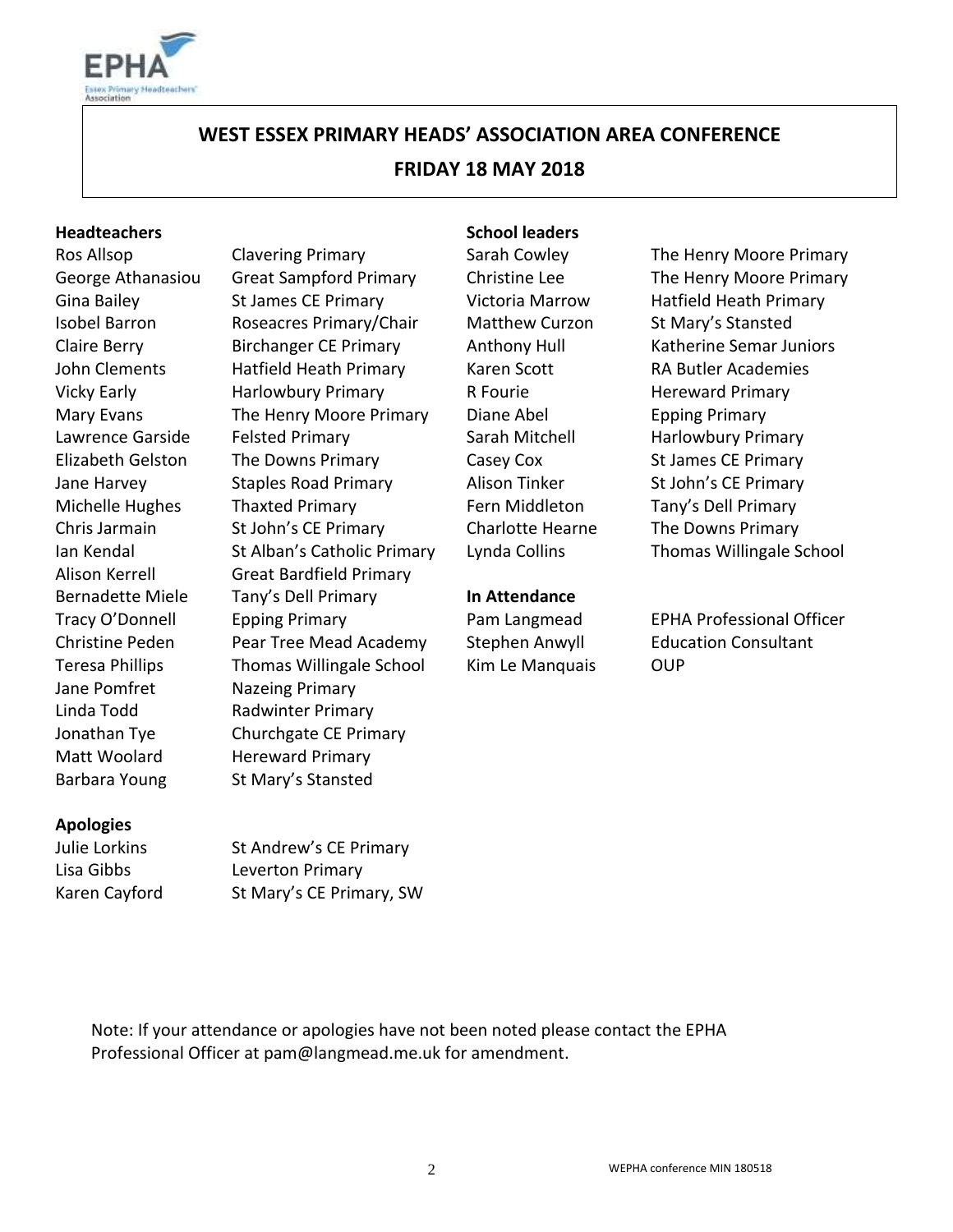# WEST ESSEX PRIMARY HEADS' ASSOCIATION AREA CONFERENCE

## FRIDAY 18 MAY 2018

**Headteachers**

| | |
|---|---|
| Ros Allsop | Clavering Primary |
| George Athanasiou | Great Sampford Primary |
| Gina Bailey | St James CE Primary |
| Isobel Barron | Roseacres Primary/Chair |
| Claire Berry | Birchanger CE Primary |
| John Clements | Hatfield Heath Primary |
| Vicky Early | Harlowbury Primary |
| Mary Evans | The Henry Moore Primary |
| Lawrence Garside | Felsted Primary |
| Elizabeth Gelston | The Downs Primary |
| Jane Harvey | Staples Road Primary |
| Michelle Hughes | Thaxted Primary |
| Chris Jarmain | St John's CE Primary |
| Ian Kendal | St Alban's Catholic Primary |
| Alison Kerrell | Great Bardfield Primary |
| Bernadette Miele | Tany's Dell Primary |
| Tracy O'Donnell | Epping Primary |
| Christine Peden | Pear Tree Mead Academy |
| Teresa Phillips | Thomas Willingale School |
| Jane Pomfret | Nazeing Primary |
| Linda Todd | Radwinter Primary |
| Jonathan Tye | Churchgate CE Primary |
| Matt Woolard | Hereward Primary |
| Barbara Young | St Mary's Stansted |

**School leaders**

| | |
|---|---|
| Sarah Cowley | The Henry Moore Primary |
| Christine Lee | The Henry Moore Primary |
| Victoria Marrow | Hatfield Heath Primary |
| Matthew Curzon | St Mary's Stansted |
| Anthony Hull | Katherine Semar Juniors |
| Karen Scott | RA Butler Academies |
| R Fourie | Hereward Primary |
| Diane Abel | Epping Primary |
| Sarah Mitchell | Harlowbury Primary |
| Casey Cox | St James CE Primary |
| Alison Tinker | St John's CE Primary |
| Fern Middleton | Tany's Dell Primary |
| Charlotte Hearne | The Downs Primary |
| Lynda Collins | Thomas Willingale School |

**In Attendance**

| | |
|---|---|
| Pam Langmead | EPHA Professional Officer |
| Stephen Anwyll | Education Consultant |
| Kim Le Manquais | OUP |

**Apologies**

| | |
|---|---|
| Julie Lorkins | St Andrew's CE Primary |
| Lisa Gibbs | Leverton Primary |
| Karen Cayford | St Mary's CE Primary, SW |

Note: If your attendance or apologies have not been noted please contact the EPHA Professional Officer at pam@langmead.me.uk for amendment.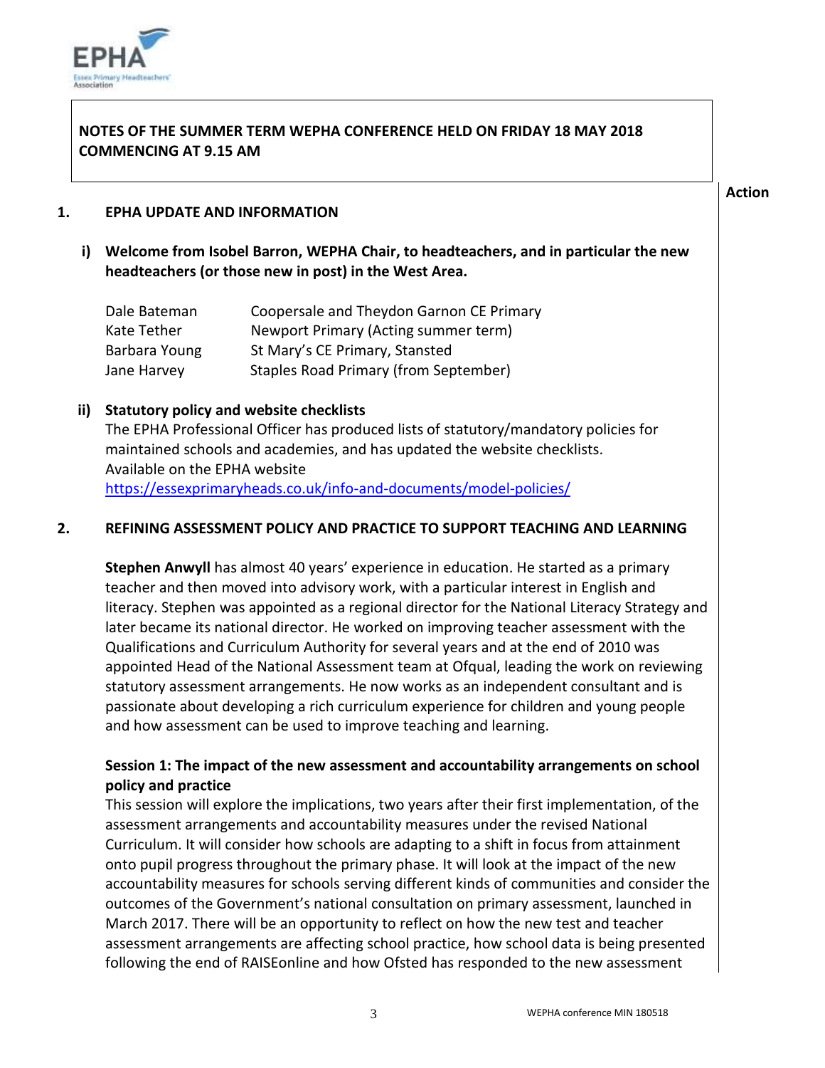**NOTES OF THE SUMMER TERM WEPHA CONFERENCE HELD ON FRIDAY 18 MAY 2018 COMMENCING AT 9.15 AM**

**Action**

## 1. EPHA UPDATE AND INFORMATION

### i) Welcome from Isobel Barron, WEPHA Chair, to headteachers, and in particular the new headteachers (or those new in post) in the West Area.

| | |
|---|---|
| Dale Bateman | Coopersale and Theydon Garnon CE Primary |
| Kate Tether | Newport Primary (Acting summer term) |
| Barbara Young | St Mary's CE Primary, Stansted |
| Jane Harvey | Staples Road Primary (from September) |

### ii) Statutory policy and website checklists

The EPHA Professional Officer has produced lists of statutory/mandatory policies for maintained schools and academies, and has updated the website checklists.
Available on the EPHA website
https://essexprimaryheads.co.uk/info-and-documents/model-policies/

## 2. REFINING ASSESSMENT POLICY AND PRACTICE TO SUPPORT TEACHING AND LEARNING

**Stephen Anwyll** has almost 40 years' experience in education. He started as a primary teacher and then moved into advisory work, with a particular interest in English and literacy. Stephen was appointed as a regional director for the National Literacy Strategy and later became its national director. He worked on improving teacher assessment with the Qualifications and Curriculum Authority for several years and at the end of 2010 was appointed Head of the National Assessment team at Ofqual, leading the work on reviewing statutory assessment arrangements. He now works as an independent consultant and is passionate about developing a rich curriculum experience for children and young people and how assessment can be used to improve teaching and learning.

**Session 1: The impact of the new assessment and accountability arrangements on school policy and practice**

This session will explore the implications, two years after their first implementation, of the assessment arrangements and accountability measures under the revised National Curriculum. It will consider how schools are adapting to a shift in focus from attainment onto pupil progress throughout the primary phase. It will look at the impact of the new accountability measures for schools serving different kinds of communities and consider the outcomes of the Government's national consultation on primary assessment, launched in March 2017. There will be an opportunity to reflect on how the new test and teacher assessment arrangements are affecting school practice, how school data is being presented following the end of RAISEonline and how Ofsted has responded to the new assessment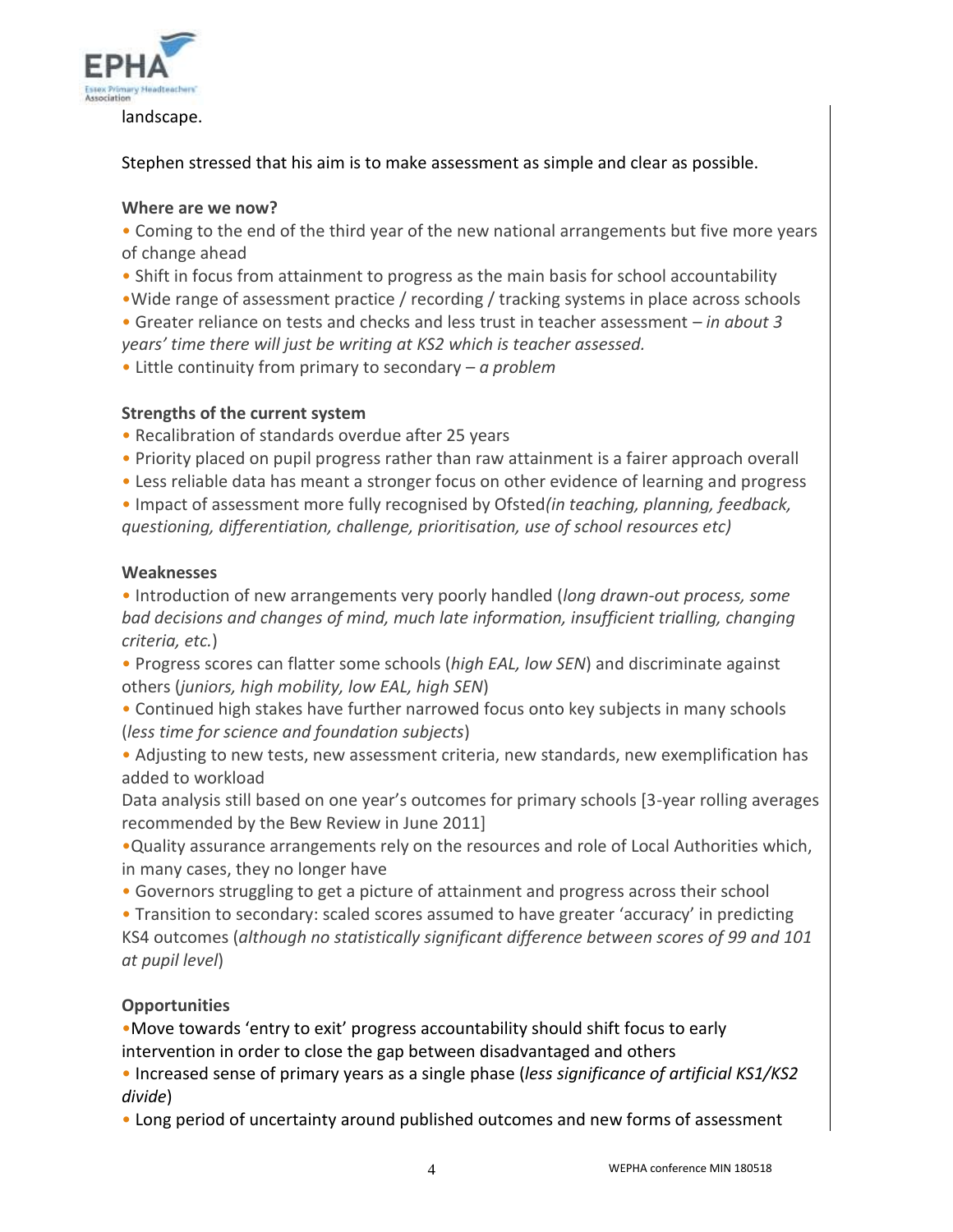landscape.

Stephen stressed that his aim is to make assessment as simple and clear as possible.

**Where are we now?**

- Coming to the end of the third year of the new national arrangements but five more years of change ahead
- Shift in focus from attainment to progress as the main basis for school accountability
- Wide range of assessment practice / recording / tracking systems in place across schools
- Greater reliance on tests and checks and less trust in teacher assessment – *in about 3 years' time there will just be writing at KS2 which is teacher assessed.*
- Little continuity from primary to secondary – *a problem*

**Strengths of the current system**

- Recalibration of standards overdue after 25 years
- Priority placed on pupil progress rather than raw attainment is a fairer approach overall
- Less reliable data has meant a stronger focus on other evidence of learning and progress
- Impact of assessment more fully recognised by Ofsted*(in teaching, planning, feedback, questioning, differentiation, challenge, prioritisation, use of school resources etc)*

**Weaknesses**

- Introduction of new arrangements very poorly handled (*long drawn-out process, some bad decisions and changes of mind, much late information, insufficient trialling, changing criteria, etc.*)
- Progress scores can flatter some schools (*high EAL, low SEN*) and discriminate against others (*juniors, high mobility, low EAL, high SEN*)
- Continued high stakes have further narrowed focus onto key subjects in many schools (*less time for science and foundation subjects*)
- Adjusting to new tests, new assessment criteria, new standards, new exemplification has added to workload

Data analysis still based on one year's outcomes for primary schools [3-year rolling averages recommended by the Bew Review in June 2011]

- Quality assurance arrangements rely on the resources and role of Local Authorities which, in many cases, they no longer have
- Governors struggling to get a picture of attainment and progress across their school
- Transition to secondary: scaled scores assumed to have greater 'accuracy' in predicting KS4 outcomes (*although no statistically significant difference between scores of 99 and 101 at pupil level*)

**Opportunities**

- Move towards 'entry to exit' progress accountability should shift focus to early intervention in order to close the gap between disadvantaged and others
- Increased sense of primary years as a single phase (*less significance of artificial KS1/KS2 divide*)
- Long period of uncertainty around published outcomes and new forms of assessment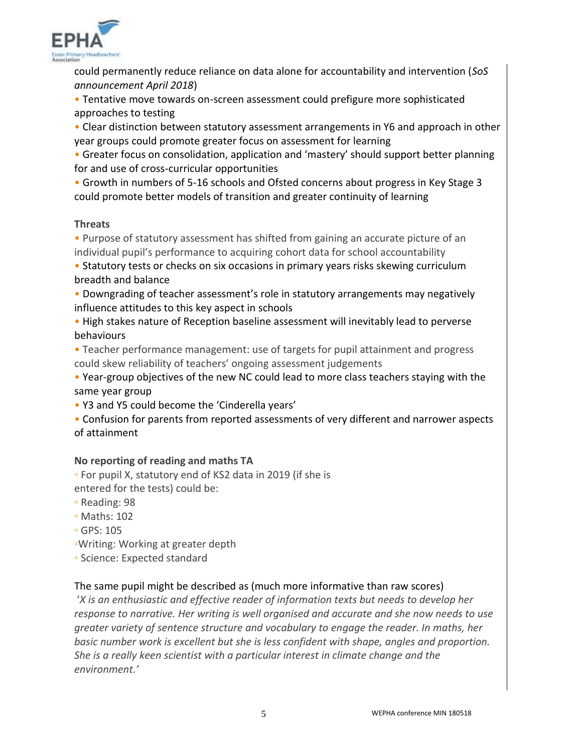could permanently reduce reliance on data alone for accountability and intervention (*SoS announcement April 2018*)

- Tentative move towards on-screen assessment could prefigure more sophisticated approaches to testing
- Clear distinction between statutory assessment arrangements in Y6 and approach in other year groups could promote greater focus on assessment for learning
- Greater focus on consolidation, application and 'mastery' should support better planning for and use of cross-curricular opportunities
- Growth in numbers of 5-16 schools and Ofsted concerns about progress in Key Stage 3 could promote better models of transition and greater continuity of learning

**Threats**

- Purpose of statutory assessment has shifted from gaining an accurate picture of an individual pupil's performance to acquiring cohort data for school accountability
- Statutory tests or checks on six occasions in primary years risks skewing curriculum breadth and balance
- Downgrading of teacher assessment's role in statutory arrangements may negatively influence attitudes to this key aspect in schools
- High stakes nature of Reception baseline assessment will inevitably lead to perverse behaviours
- Teacher performance management: use of targets for pupil attainment and progress could skew reliability of teachers' ongoing assessment judgements
- Year-group objectives of the new NC could lead to more class teachers staying with the same year group
- Y3 and Y5 could become the 'Cinderella years'
- Confusion for parents from reported assessments of very different and narrower aspects of attainment

**No reporting of reading and maths TA**

- For pupil X, statutory end of KS2 data in 2019 (if she is entered for the tests) could be:
- Reading: 98
- Maths: 102
- GPS: 105
- Writing: Working at greater depth
- Science: Expected standard

The same pupil might be described as (much more informative than raw scores)

'*X is an enthusiastic and effective reader of information texts but needs to develop her response to narrative. Her writing is well organised and accurate and she now needs to use greater variety of sentence structure and vocabulary to engage the reader. In maths, her basic number work is excellent but she is less confident with shape, angles and proportion. She is a really keen scientist with a particular interest in climate change and the environment.*'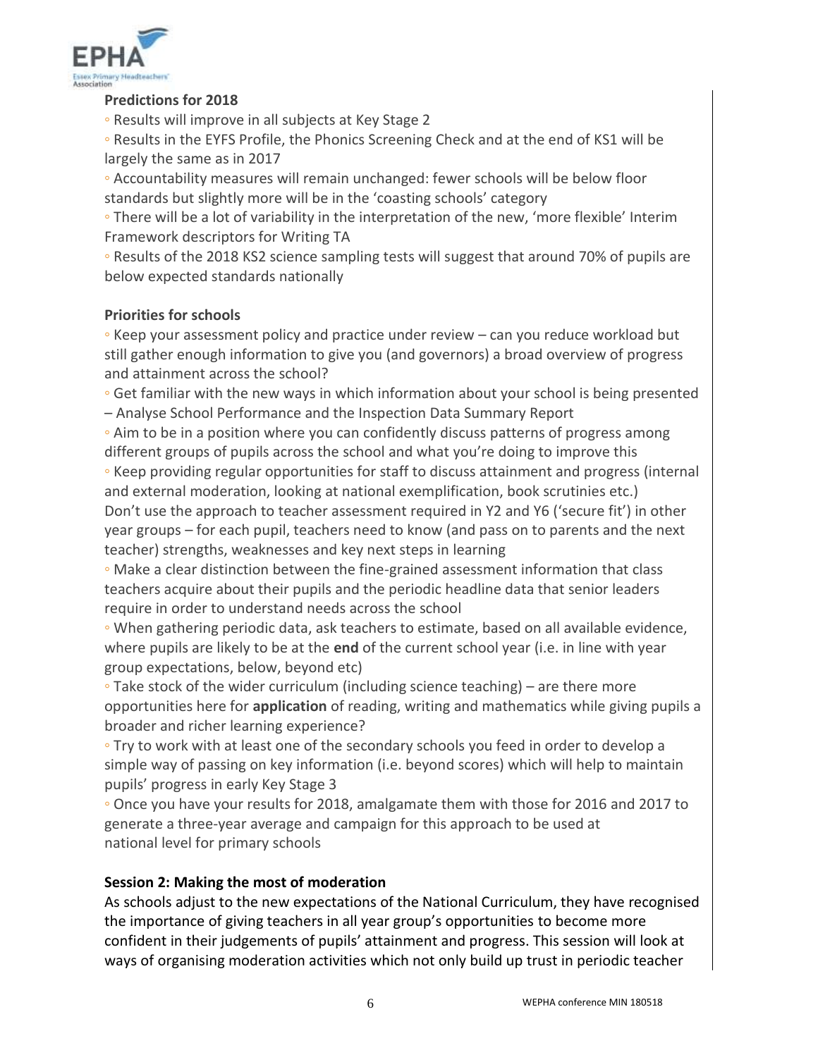**Predictions for 2018**

◦ Results will improve in all subjects at Key Stage 2

◦ Results in the EYFS Profile, the Phonics Screening Check and at the end of KS1 will be largely the same as in 2017

◦ Accountability measures will remain unchanged: fewer schools will be below floor standards but slightly more will be in the 'coasting schools' category

◦ There will be a lot of variability in the interpretation of the new, 'more flexible' Interim Framework descriptors for Writing TA

◦ Results of the 2018 KS2 science sampling tests will suggest that around 70% of pupils are below expected standards nationally

**Priorities for schools**

◦ Keep your assessment policy and practice under review – can you reduce workload but still gather enough information to give you (and governors) a broad overview of progress and attainment across the school?

◦ Get familiar with the new ways in which information about your school is being presented – Analyse School Performance and the Inspection Data Summary Report

◦ Aim to be in a position where you can confidently discuss patterns of progress among different groups of pupils across the school and what you're doing to improve this

◦ Keep providing regular opportunities for staff to discuss attainment and progress (internal and external moderation, looking at national exemplification, book scrutinies etc.) Don't use the approach to teacher assessment required in Y2 and Y6 ('secure fit') in other year groups – for each pupil, teachers need to know (and pass on to parents and the next teacher) strengths, weaknesses and key next steps in learning

◦ Make a clear distinction between the fine-grained assessment information that class teachers acquire about their pupils and the periodic headline data that senior leaders require in order to understand needs across the school

◦ When gathering periodic data, ask teachers to estimate, based on all available evidence, where pupils are likely to be at the **end** of the current school year (i.e. in line with year group expectations, below, beyond etc)

◦ Take stock of the wider curriculum (including science teaching) – are there more opportunities here for **application** of reading, writing and mathematics while giving pupils a broader and richer learning experience?

◦ Try to work with at least one of the secondary schools you feed in order to develop a simple way of passing on key information (i.e. beyond scores) which will help to maintain pupils' progress in early Key Stage 3

◦ Once you have your results for 2018, amalgamate them with those for 2016 and 2017 to generate a three-year average and campaign for this approach to be used at national level for primary schools

**Session 2: Making the most of moderation**

As schools adjust to the new expectations of the National Curriculum, they have recognised the importance of giving teachers in all year group's opportunities to become more confident in their judgements of pupils' attainment and progress. This session will look at ways of organising moderation activities which not only build up trust in periodic teacher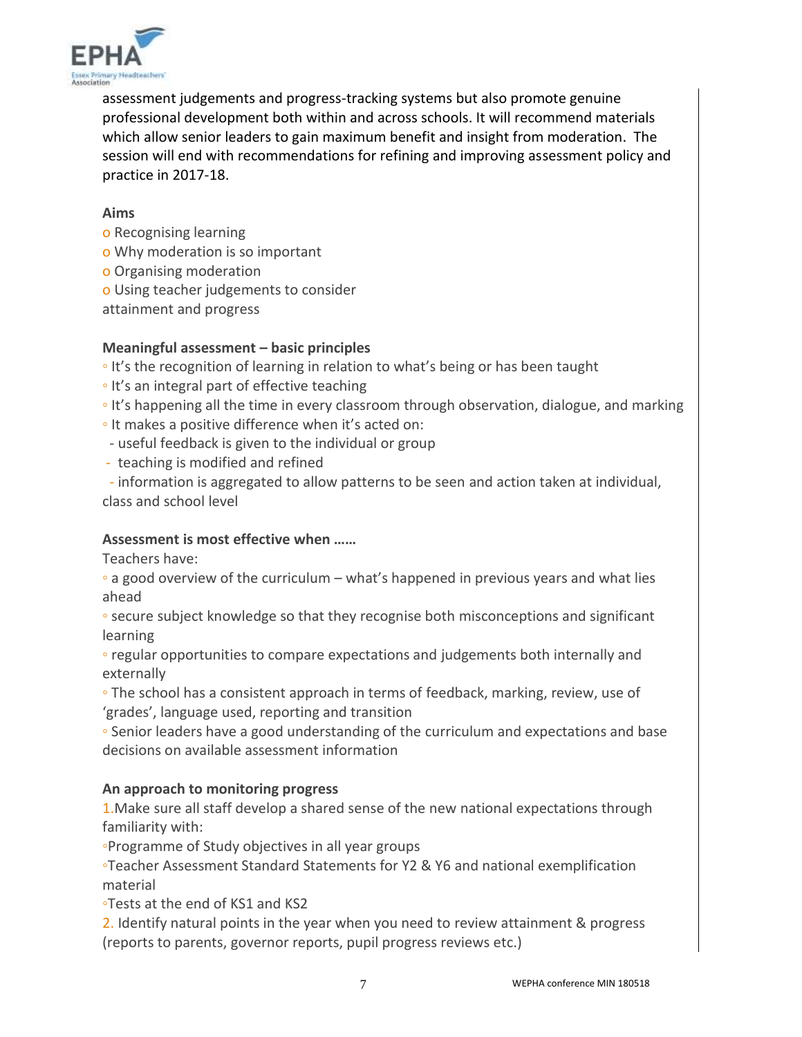assessment judgements and progress-tracking systems but also promote genuine professional development both within and across schools. It will recommend materials which allow senior leaders to gain maximum benefit and insight from moderation. The session will end with recommendations for refining and improving assessment policy and practice in 2017-18.

**Aims**

- Recognising learning
- Why moderation is so important
- Organising moderation
- Using teacher judgements to consider attainment and progress

**Meaningful assessment – basic principles**

- It's the recognition of learning in relation to what's being or has been taught
- It's an integral part of effective teaching
- It's happening all the time in every classroom through observation, dialogue, and marking
- It makes a positive difference when it's acted on:
  - useful feedback is given to the individual or group
  - teaching is modified and refined
  - information is aggregated to allow patterns to be seen and action taken at individual, class and school level

**Assessment is most effective when ……**

Teachers have:

- a good overview of the curriculum – what's happened in previous years and what lies ahead
- secure subject knowledge so that they recognise both misconceptions and significant learning
- regular opportunities to compare expectations and judgements both internally and externally
- The school has a consistent approach in terms of feedback, marking, review, use of 'grades', language used, reporting and transition
- Senior leaders have a good understanding of the curriculum and expectations and base decisions on available assessment information

**An approach to monitoring progress**

1. Make sure all staff develop a shared sense of the new national expectations through familiarity with:
   - Programme of Study objectives in all year groups
   - Teacher Assessment Standard Statements for Y2 & Y6 and national exemplification material
   - Tests at the end of KS1 and KS2
2. Identify natural points in the year when you need to review attainment & progress (reports to parents, governor reports, pupil progress reviews etc.)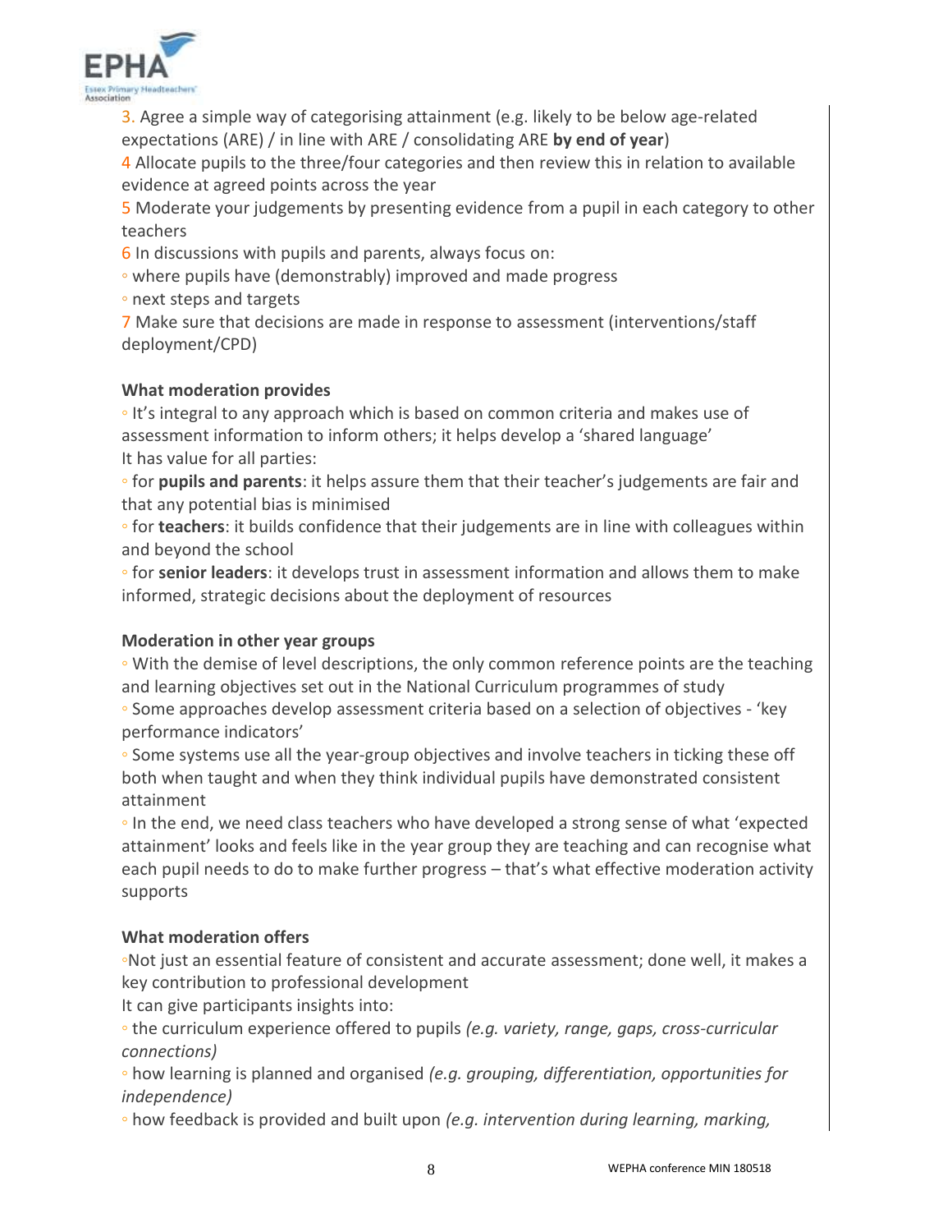3. Agree a simple way of categorising attainment (e.g. likely to be below age-related expectations (ARE) / in line with ARE / consolidating ARE **by end of year**)

4 Allocate pupils to the three/four categories and then review this in relation to available evidence at agreed points across the year

5 Moderate your judgements by presenting evidence from a pupil in each category to other teachers

6 In discussions with pupils and parents, always focus on:

- where pupils have (demonstrably) improved and made progress
- next steps and targets

7 Make sure that decisions are made in response to assessment (interventions/staff deployment/CPD)

**What moderation provides**

- It's integral to any approach which is based on common criteria and makes use of assessment information to inform others; it helps develop a 'shared language'

It has value for all parties:

- for **pupils and parents**: it helps assure them that their teacher's judgements are fair and that any potential bias is minimised
- for **teachers**: it builds confidence that their judgements are in line with colleagues within and beyond the school
- for **senior leaders**: it develops trust in assessment information and allows them to make informed, strategic decisions about the deployment of resources

**Moderation in other year groups**

- With the demise of level descriptions, the only common reference points are the teaching and learning objectives set out in the National Curriculum programmes of study
- Some approaches develop assessment criteria based on a selection of objectives - 'key performance indicators'
- Some systems use all the year-group objectives and involve teachers in ticking these off both when taught and when they think individual pupils have demonstrated consistent attainment
- In the end, we need class teachers who have developed a strong sense of what 'expected attainment' looks and feels like in the year group they are teaching and can recognise what each pupil needs to do to make further progress – that's what effective moderation activity supports

**What moderation offers**

- Not just an essential feature of consistent and accurate assessment; done well, it makes a key contribution to professional development

It can give participants insights into:

- the curriculum experience offered to pupils *(e.g. variety, range, gaps, cross-curricular connections)*
- how learning is planned and organised *(e.g. grouping, differentiation, opportunities for independence)*
- how feedback is provided and built upon *(e.g. intervention during learning, marking,*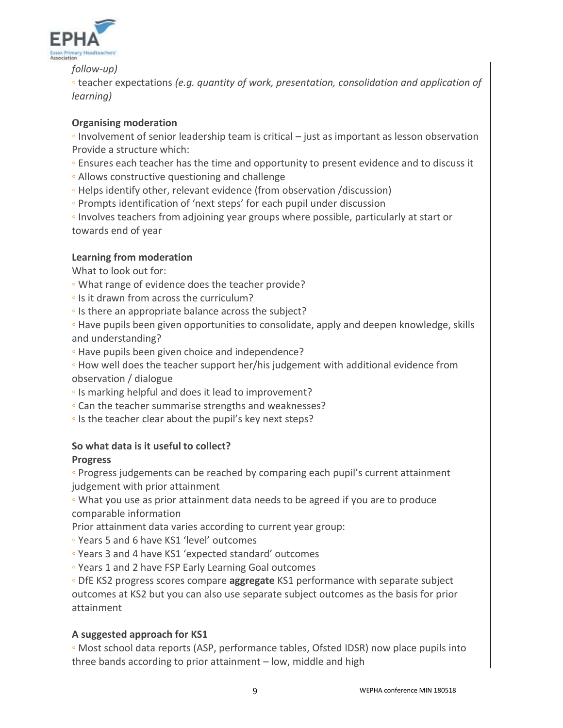*follow-up)*

◦ teacher expectations *(e.g. quantity of work, presentation, consolidation and application of learning)*

**Organising moderation**

◦ Involvement of senior leadership team is critical – just as important as lesson observation
Provide a structure which:

◦ Ensures each teacher has the time and opportunity to present evidence and to discuss it
◦ Allows constructive questioning and challenge
◦ Helps identify other, relevant evidence (from observation /discussion)
◦ Prompts identification of 'next steps' for each pupil under discussion
◦ Involves teachers from adjoining year groups where possible, particularly at start or towards end of year

**Learning from moderation**

What to look out for:

◦ What range of evidence does the teacher provide?
◦ Is it drawn from across the curriculum?
◦ Is there an appropriate balance across the subject?
◦ Have pupils been given opportunities to consolidate, apply and deepen knowledge, skills and understanding?
◦ Have pupils been given choice and independence?
◦ How well does the teacher support her/his judgement with additional evidence from observation / dialogue
◦ Is marking helpful and does it lead to improvement?
◦ Can the teacher summarise strengths and weaknesses?
◦ Is the teacher clear about the pupil's key next steps?

**So what data is it useful to collect?**

**Progress**

◦ Progress judgements can be reached by comparing each pupil's current attainment judgement with prior attainment
◦ What you use as prior attainment data needs to be agreed if you are to produce comparable information

Prior attainment data varies according to current year group:

◦ Years 5 and 6 have KS1 'level' outcomes
◦ Years 3 and 4 have KS1 'expected standard' outcomes
◦ Years 1 and 2 have FSP Early Learning Goal outcomes
◦ DfE KS2 progress scores compare **aggregate** KS1 performance with separate subject outcomes at KS2 but you can also use separate subject outcomes as the basis for prior attainment

**A suggested approach for KS1**

◦ Most school data reports (ASP, performance tables, Ofsted IDSR) now place pupils into three bands according to prior attainment – low, middle and high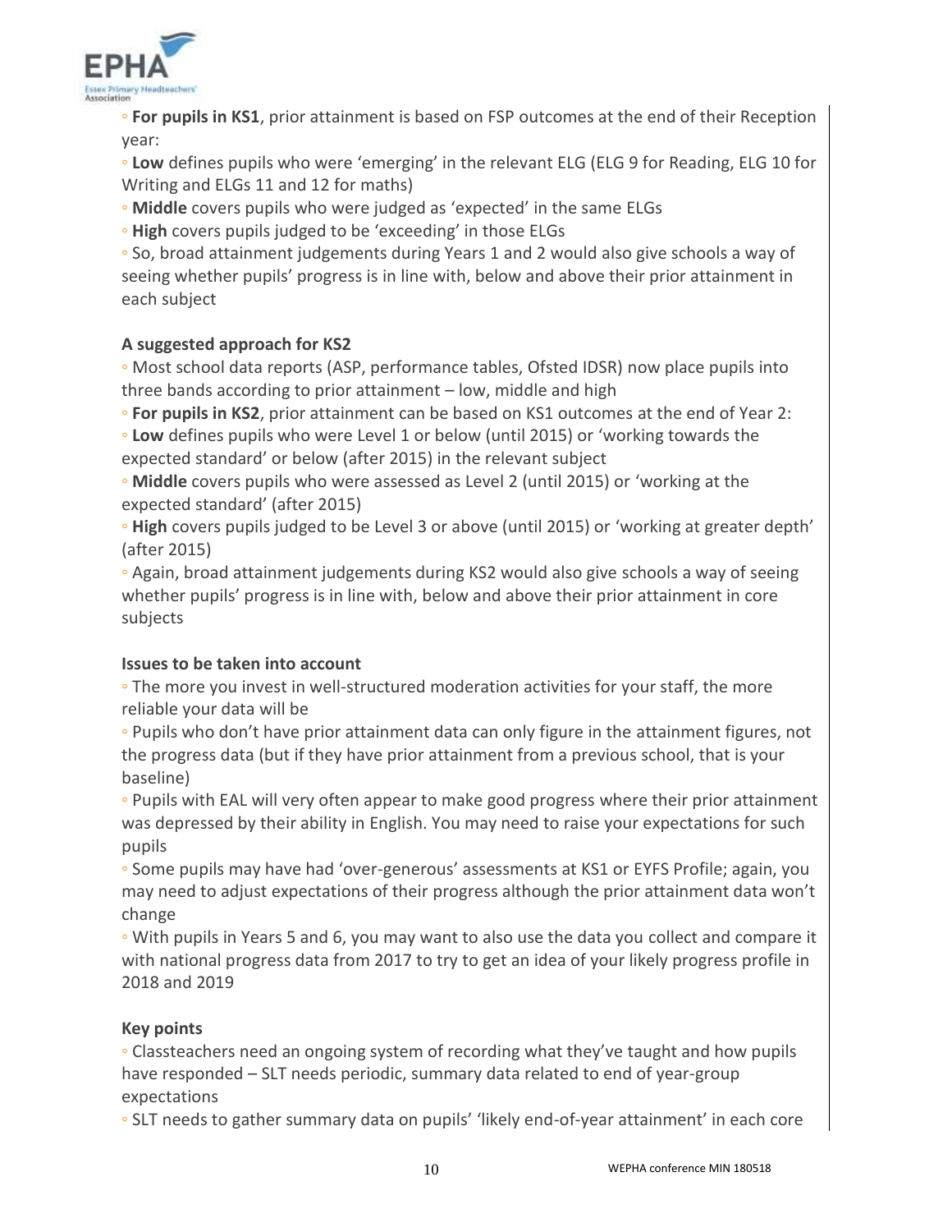- **For pupils in KS1**, prior attainment is based on FSP outcomes at the end of their Reception year:
- **Low** defines pupils who were 'emerging' in the relevant ELG (ELG 9 for Reading, ELG 10 for Writing and ELGs 11 and 12 for maths)
- **Middle** covers pupils who were judged as 'expected' in the same ELGs
- **High** covers pupils judged to be 'exceeding' in those ELGs
- So, broad attainment judgements during Years 1 and 2 would also give schools a way of seeing whether pupils' progress is in line with, below and above their prior attainment in each subject

**A suggested approach for KS2**

- Most school data reports (ASP, performance tables, Ofsted IDSR) now place pupils into three bands according to prior attainment – low, middle and high
- **For pupils in KS2**, prior attainment can be based on KS1 outcomes at the end of Year 2:
- **Low** defines pupils who were Level 1 or below (until 2015) or 'working towards the expected standard' or below (after 2015) in the relevant subject
- **Middle** covers pupils who were assessed as Level 2 (until 2015) or 'working at the expected standard' (after 2015)
- **High** covers pupils judged to be Level 3 or above (until 2015) or 'working at greater depth' (after 2015)
- Again, broad attainment judgements during KS2 would also give schools a way of seeing whether pupils' progress is in line with, below and above their prior attainment in core subjects

**Issues to be taken into account**

- The more you invest in well-structured moderation activities for your staff, the more reliable your data will be
- Pupils who don't have prior attainment data can only figure in the attainment figures, not the progress data (but if they have prior attainment from a previous school, that is your baseline)
- Pupils with EAL will very often appear to make good progress where their prior attainment was depressed by their ability in English. You may need to raise your expectations for such pupils
- Some pupils may have had 'over-generous' assessments at KS1 or EYFS Profile; again, you may need to adjust expectations of their progress although the prior attainment data won't change
- With pupils in Years 5 and 6, you may want to also use the data you collect and compare it with national progress data from 2017 to try to get an idea of your likely progress profile in 2018 and 2019

**Key points**

- Classteachers need an ongoing system of recording what they've taught and how pupils have responded – SLT needs periodic, summary data related to end of year-group expectations
- SLT needs to gather summary data on pupils' 'likely end-of-year attainment' in each core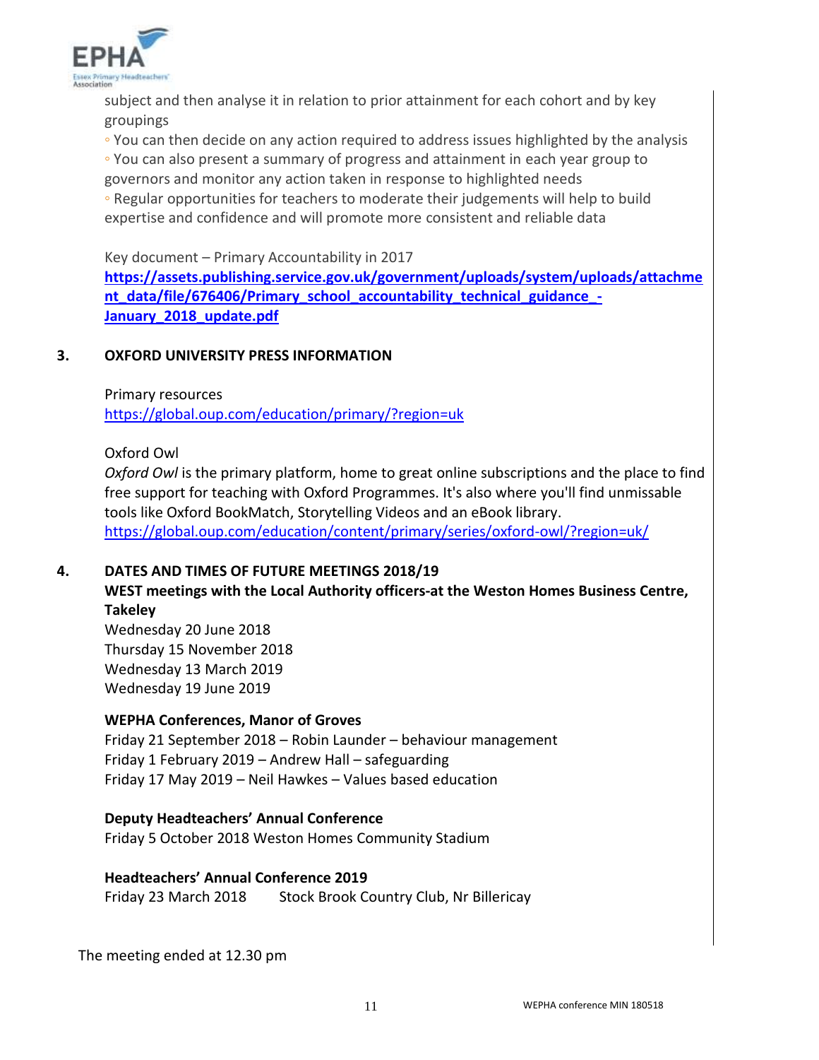subject and then analyse it in relation to prior attainment for each cohort and by key groupings

◦ You can then decide on any action required to address issues highlighted by the analysis

◦ You can also present a summary of progress and attainment in each year group to governors and monitor any action taken in response to highlighted needs

◦ Regular opportunities for teachers to moderate their judgements will help to build expertise and confidence and will promote more consistent and reliable data

Key document – Primary Accountability in 2017

**https://assets.publishing.service.gov.uk/government/uploads/system/uploads/attachment_data/file/676406/Primary_school_accountability_technical_guidance_-January_2018_update.pdf**

**3. OXFORD UNIVERSITY PRESS INFORMATION**

Primary resources

https://global.oup.com/education/primary/?region=uk

Oxford Owl

*Oxford Owl* is the primary platform, home to great online subscriptions and the place to find free support for teaching with Oxford Programmes. It's also where you'll find unmissable tools like Oxford BookMatch, Storytelling Videos and an eBook library.

https://global.oup.com/education/content/primary/series/oxford-owl/?region=uk/

**4. DATES AND TIMES OF FUTURE MEETINGS 2018/19**

**WEST meetings with the Local Authority officers-at the Weston Homes Business Centre, Takeley**

Wednesday 20 June 2018
Thursday 15 November 2018
Wednesday 13 March 2019
Wednesday 19 June 2019

**WEPHA Conferences, Manor of Groves**

Friday 21 September 2018 – Robin Launder – behaviour management
Friday 1 February 2019 – Andrew Hall – safeguarding
Friday 17 May 2019 – Neil Hawkes – Values based education

**Deputy Headteachers' Annual Conference**

Friday 5 October 2018 Weston Homes Community Stadium

**Headteachers' Annual Conference 2019**

Friday 23 March 2018 Stock Brook Country Club, Nr Billericay

The meeting ended at 12.30 pm